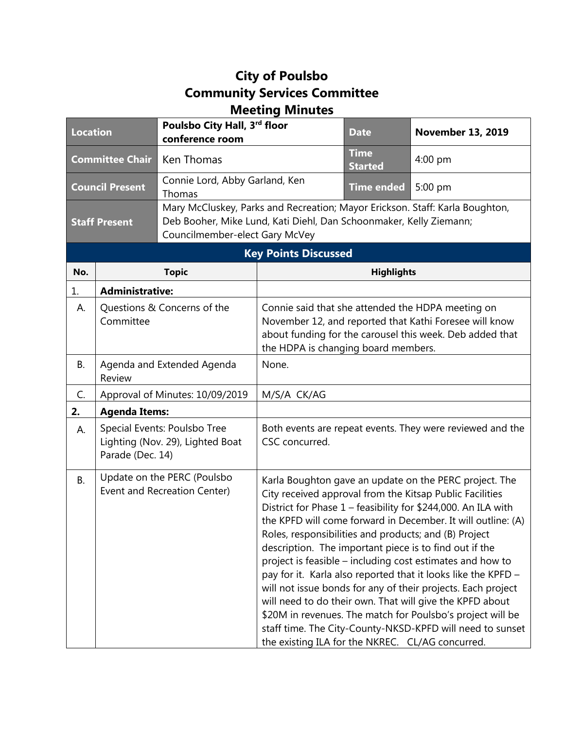# City of Poulsbo
# Community Services Committee
# Meeting Minutes

| | | | |
|---|---|---|---|
| **Location** | **Poulsbo City Hall, 3rd floor conference room** | **Date** | **November 13, 2019** |
| **Committee Chair** | Ken Thomas | **Time Started** | 4:00 pm |
| **Council Present** | Connie Lord, Abby Garland, Ken Thomas | **Time ended** | 5:00 pm |
| **Staff Present** | Mary McCluskey, Parks and Recreation; Mayor Erickson. Staff: Karla Boughton, Deb Booher, Mike Lund, Kati Diehl, Dan Schoonmaker, Kelly Ziemann; Councilmember-elect Gary McVey | | |

## Key Points Discussed

| No. | Topic | Highlights |
|---|---|---|
| 1. | **Administrative:** | |
| A. | Questions & Concerns of the Committee | Connie said that she attended the HDPA meeting on November 12, and reported that Kathi Foresee will know about funding for the carousel this week. Deb added that the HDPA is changing board members. |
| B. | Agenda and Extended Agenda Review | None. |
| C. | Approval of Minutes: 10/09/2019 | M/S/A CK/AG |
| **2.** | **Agenda Items:** | |
| A. | Special Events: Poulsbo Tree Lighting (Nov. 29), Lighted Boat Parade (Dec. 14) | Both events are repeat events. They were reviewed and the CSC concurred. |
| B. | Update on the PERC (Poulsbo Event and Recreation Center) | Karla Boughton gave an update on the PERC project. The City received approval from the Kitsap Public Facilities District for Phase 1 – feasibility for $244,000. An ILA with the KPFD will come forward in December. It will outline: (A) Roles, responsibilities and products; and (B) Project description. The important piece is to find out if the project is feasible – including cost estimates and how to pay for it. Karla also reported that it looks like the KPFD – will not issue bonds for any of their projects. Each project will need to do their own. That will give the KPFD about $20M in revenues. The match for Poulsbo's project will be staff time. The City-County-NKSD-KPFD will need to sunset the existing ILA for the NKREC. CL/AG concurred. |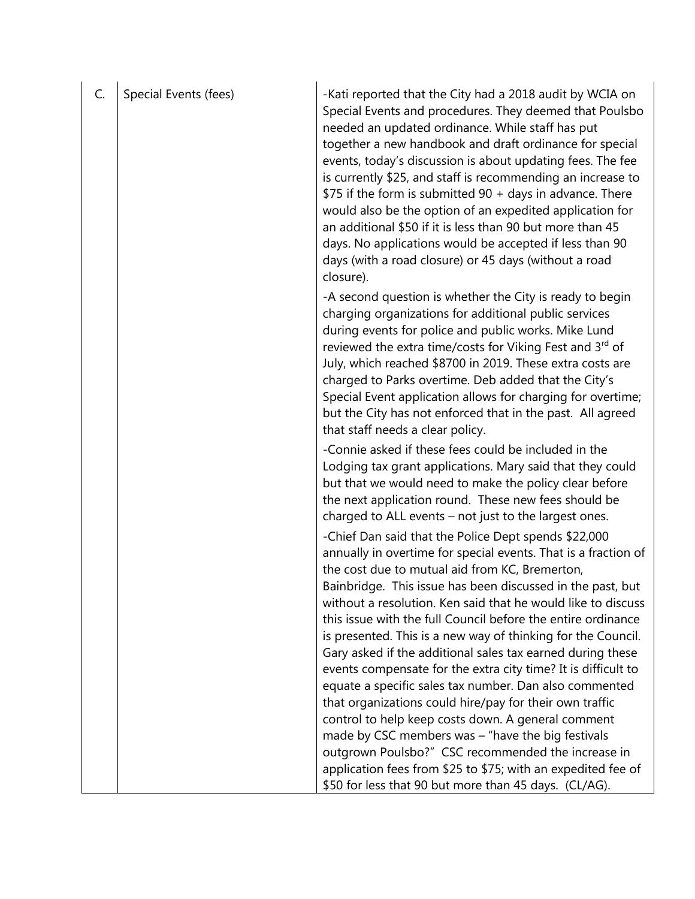| C. | Special Events (fees) | -Kati reported that the City had a 2018 audit by WCIA on Special Events and procedures. They deemed that Poulsbo needed an updated ordinance. While staff has put together a new handbook and draft ordinance for special events, today's discussion is about updating fees. The fee is currently $25, and staff is recommending an increase to $75 if the form is submitted 90 + days in advance. There would also be the option of an expedited application for an additional $50 if it is less than 90 but more than 45 days. No applications would be accepted if less than 90 days (with a road closure) or 45 days (without a road closure).<br><br>-A second question is whether the City is ready to begin charging organizations for additional public services during events for police and public works. Mike Lund reviewed the extra time/costs for Viking Fest and 3rd of July, which reached $8700 in 2019. These extra costs are charged to Parks overtime. Deb added that the City's Special Event application allows for charging for overtime; but the City has not enforced that in the past. All agreed that staff needs a clear policy.<br><br>-Connie asked if these fees could be included in the Lodging tax grant applications. Mary said that they could but that we would need to make the policy clear before the next application round. These new fees should be charged to ALL events – not just to the largest ones.<br><br>-Chief Dan said that the Police Dept spends $22,000 annually in overtime for special events. That is a fraction of the cost due to mutual aid from KC, Bremerton, Bainbridge. This issue has been discussed in the past, but without a resolution. Ken said that he would like to discuss this issue with the full Council before the entire ordinance is presented. This is a new way of thinking for the Council. Gary asked if the additional sales tax earned during these events compensate for the extra city time? It is difficult to equate a specific sales tax number. Dan also commented that organizations could hire/pay for their own traffic control to help keep costs down. A general comment made by CSC members was – "have the big festivals outgrown Poulsbo?" CSC recommended the increase in application fees from $25 to $75; with an expedited fee of $50 for less that 90 but more than 45 days. (CL/AG). |
|---|---|---|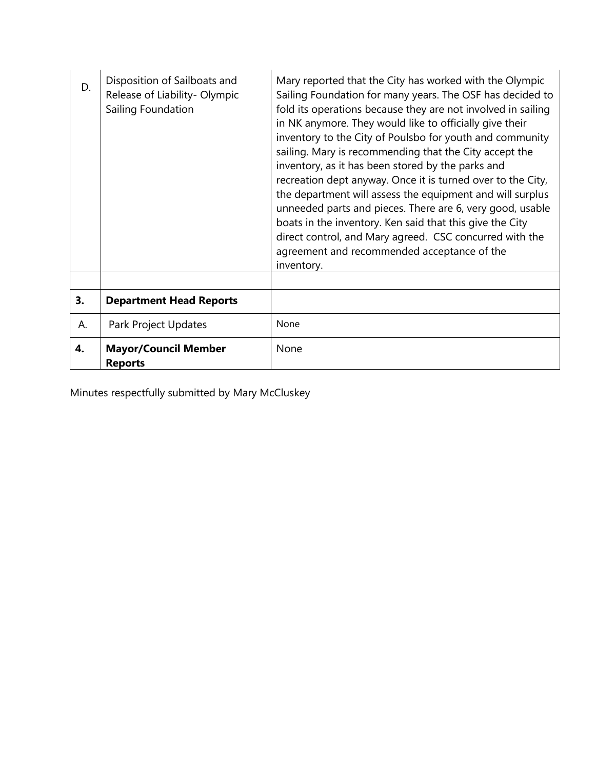| | | |
|---|---|---|
| D. | Disposition of Sailboats and Release of Liability- Olympic Sailing Foundation | Mary reported that the City has worked with the Olympic Sailing Foundation for many years. The OSF has decided to fold its operations because they are not involved in sailing in NK anymore. They would like to officially give their inventory to the City of Poulsbo for youth and community sailing. Mary is recommending that the City accept the inventory, as it has been stored by the parks and recreation dept anyway. Once it is turned over to the City, the department will assess the equipment and will surplus unneeded parts and pieces. There are 6, very good, usable boats in the inventory. Ken said that this give the City direct control, and Mary agreed. CSC concurred with the agreement and recommended acceptance of the inventory. |
| | | |
| **3.** | **Department Head Reports** | |
| A. | Park Project Updates | None |
| **4.** | **Mayor/Council Member Reports** | None |

Minutes respectfully submitted by Mary McCluskey